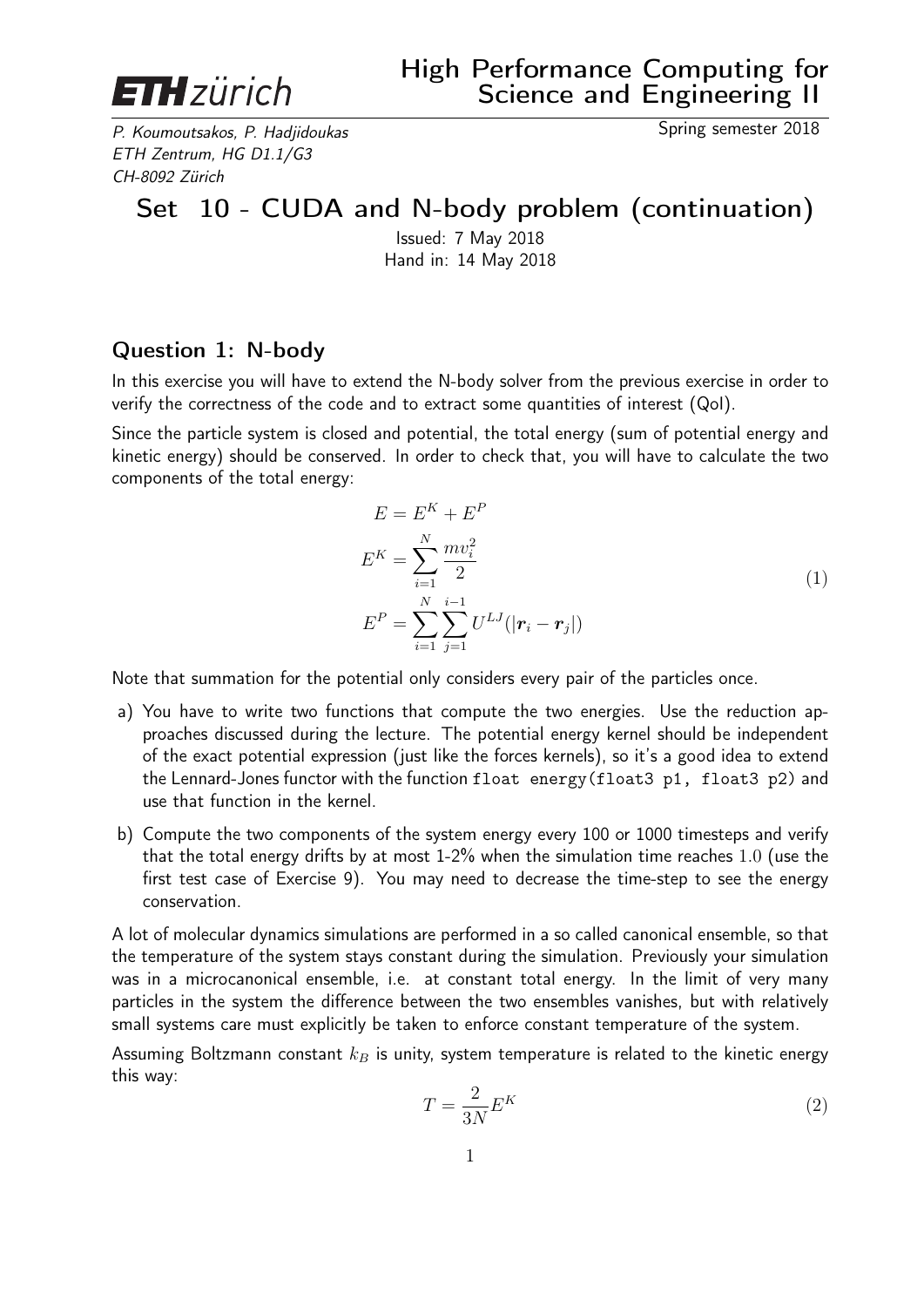ETH zürich

# High Performance Computing for Science and Engineering II

*P. Koumoutsakos, P. Hadjidoukas*
*ETH Zentrum, HG D1.1/G3*
*CH-8092 Zürich*

Spring semester 2018

## Set 10 - CUDA and N-body problem (continuation)

Issued: 7 May 2018
Hand in: 14 May 2018

### Question 1: N-body

In this exercise you will have to extend the N-body solver from the previous exercise in order to verify the correctness of the code and to extract some quantities of interest (QoI).

Since the particle system is closed and potential, the total energy (sum of potential energy and kinetic energy) should be conserved. In order to check that, you will have to calculate the two components of the total energy:

$$
\begin{aligned}
E &= E^K + E^P \\
E^K &= \sum_{i=1}^{N} \frac{m v_i^2}{2} \\
E^P &= \sum_{i=1}^{N} \sum_{j=1}^{i-1} U^{LJ}(|\boldsymbol{r}_i - \boldsymbol{r}_j|)
\end{aligned}
\tag{1}
$$

Note that summation for the potential only considers every pair of the particles once.

a) You have to write two functions that compute the two energies. Use the reduction approaches discussed during the lecture. The potential energy kernel should be independent of the exact potential expression (just like the forces kernels), so it's a good idea to extend the Lennard-Jones functor with the function `float energy(float3 p1, float3 p2)` and use that function in the kernel.

b) Compute the two components of the system energy every 100 or 1000 timesteps and verify that the total energy drifts by at most 1-2% when the simulation time reaches $1.0$ (use the first test case of Exercise 9). You may need to decrease the time-step to see the energy conservation.

A lot of molecular dynamics simulations are performed in a so called canonical ensemble, so that the temperature of the system stays constant during the simulation. Previously your simulation was in a microcanonical ensemble, i.e. at constant total energy. In the limit of very many particles in the system the difference between the two ensembles vanishes, but with relatively small systems care must explicitly be taken to enforce constant temperature of the system.

Assuming Boltzmann constant $k_B$ is unity, system temperature is related to the kinetic energy this way:

$$
T = \frac{2}{3N} E^K \tag{2}
$$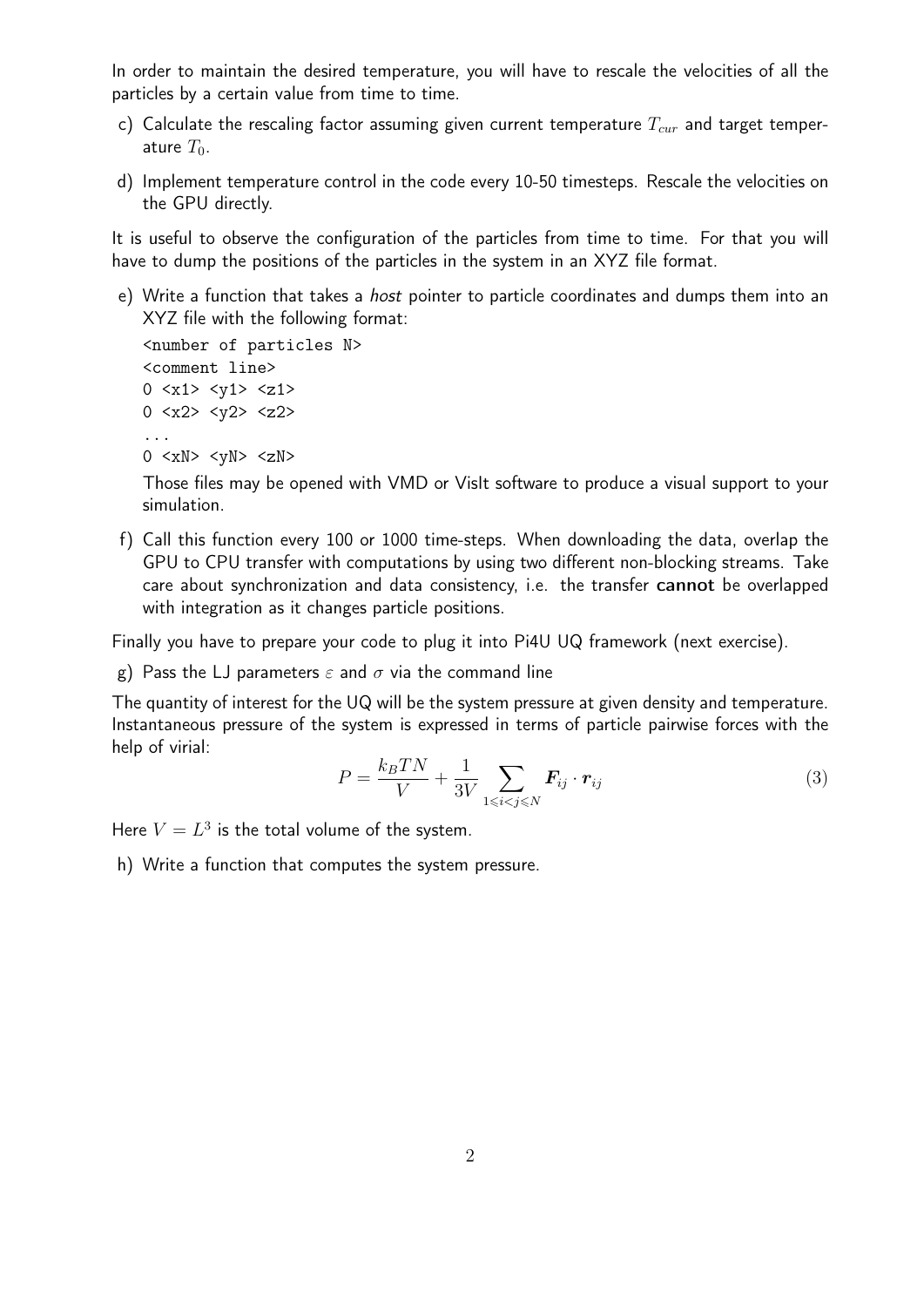In order to maintain the desired temperature, you will have to rescale the velocities of all the particles by a certain value from time to time.

c) Calculate the rescaling factor assuming given current temperature $T_{cur}$ and target temperature $T_0$.

d) Implement temperature control in the code every 10-50 timesteps. Rescale the velocities on the GPU directly.

It is useful to observe the configuration of the particles from time to time. For that you will have to dump the positions of the particles in the system in an XYZ file format.

e) Write a function that takes a *host* pointer to particle coordinates and dumps them into an XYZ file with the following format:

```
<number of particles N>
<comment line>
0 <x1> <y1> <z1>
0 <x2> <y2> <z2>
...
0 <xN> <yN> <zN>
```

Those files may be opened with VMD or VisIt software to produce a visual support to your simulation.

f) Call this function every 100 or 1000 time-steps. When downloading the data, overlap the GPU to CPU transfer with computations by using two different non-blocking streams. Take care about synchronization and data consistency, i.e. the transfer **cannot** be overlapped with integration as it changes particle positions.

Finally you have to prepare your code to plug it into Pi4U UQ framework (next exercise).

g) Pass the LJ parameters $\varepsilon$ and $\sigma$ via the command line

The quantity of interest for the UQ will be the system pressure at given density and temperature. Instantaneous pressure of the system is expressed in terms of particle pairwise forces with the help of virial:

$$P = \frac{k_B T N}{V} + \frac{1}{3V} \sum_{1 \leqslant i < j \leqslant N} \boldsymbol{F}_{ij} \cdot \boldsymbol{r}_{ij} \tag{3}$$

Here $V = L^3$ is the total volume of the system.

h) Write a function that computes the system pressure.